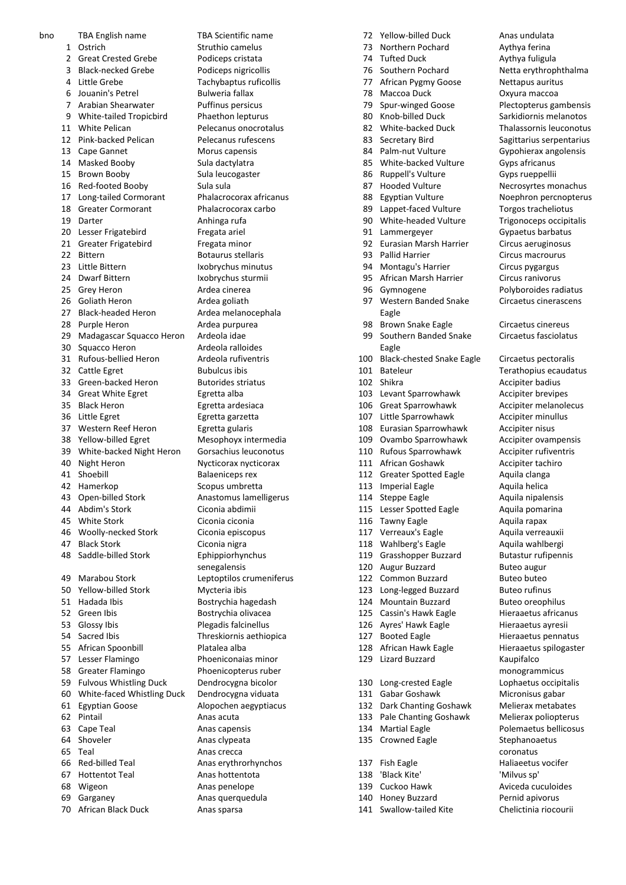| bno | TBA English name | TBA Scientific name |
|---|---|---|
| 1 | Ostrich | Struthio camelus |
| 2 | Great Crested Grebe | Podiceps cristata |
| 3 | Black-necked Grebe | Podiceps nigricollis |
| 4 | Little Grebe | Tachybaptus ruficollis |
| 6 | Jouanin's Petrel | Bulweria fallax |
| 7 | Arabian Shearwater | Puffinus persicus |
| 9 | White-tailed Tropicbird | Phaethon lepturus |
| 11 | White Pelican | Pelecanus onocrotalus |
| 12 | Pink-backed Pelican | Pelecanus rufescens |
| 13 | Cape Gannet | Morus capensis |
| 14 | Masked Booby | Sula dactylatra |
| 15 | Brown Booby | Sula leucogaster |
| 16 | Red-footed Booby | Sula sula |
| 17 | Long-tailed Cormorant | Phalacrocorax africanus |
| 18 | Greater Cormorant | Phalacrocorax carbo |
| 19 | Darter | Anhinga rufa |
| 20 | Lesser Frigatebird | Fregata ariel |
| 21 | Greater Frigatebird | Fregata minor |
| 22 | Bittern | Botaurus stellaris |
| 23 | Little Bittern | Ixobrychus minutus |
| 24 | Dwarf Bittern | Ixobrychus sturmii |
| 25 | Grey Heron | Ardea cinerea |
| 26 | Goliath Heron | Ardea goliath |
| 27 | Black-headed Heron | Ardea melanocephala |
| 28 | Purple Heron | Ardea purpurea |
| 29 | Madagascar Squacco Heron | Ardeola idae |
| 30 | Squacco Heron | Ardeola ralloides |
| 31 | Rufous-bellied Heron | Ardeola rufiventris |
| 32 | Cattle Egret | Bubulcus ibis |
| 33 | Green-backed Heron | Butorides striatus |
| 34 | Great White Egret | Egretta alba |
| 35 | Black Heron | Egretta ardesiaca |
| 36 | Little Egret | Egretta garzetta |
| 37 | Western Reef Heron | Egretta gularis |
| 38 | Yellow-billed Egret | Mesophoyx intermedia |
| 39 | White-backed Night Heron | Gorsachius leuconotus |
| 40 | Night Heron | Nycticorax nycticorax |
| 41 | Shoebill | Balaeniceps rex |
| 42 | Hamerkop | Scopus umbretta |
| 43 | Open-billed Stork | Anastomus lamelligerus |
| 44 | Abdim's Stork | Ciconia abdimii |
| 45 | White Stork | Ciconia ciconia |
| 46 | Woolly-necked Stork | Ciconia episcopus |
| 47 | Black Stork | Ciconia nigra |
| 48 | Saddle-billed Stork | Ephippiorhynchus senegalensis |
| 49 | Marabou Stork | Leptoptilos crumeniferus |
| 50 | Yellow-billed Stork | Mycteria ibis |
| 51 | Hadada Ibis | Bostrychia hagedash |
| 52 | Green Ibis | Bostrychia olivacea |
| 53 | Glossy Ibis | Plegadis falcinellus |
| 54 | Sacred Ibis | Threskiornis aethiopica |
| 55 | African Spoonbill | Platalea alba |
| 57 | Lesser Flamingo | Phoeniconaias minor |
| 58 | Greater Flamingo | Phoenicopterus ruber |
| 59 | Fulvous Whistling Duck | Dendrocygna bicolor |
| 60 | White-faced Whistling Duck | Dendrocygna viduata |
| 61 | Egyptian Goose | Alopochen aegyptiacus |
| 62 | Pintail | Anas acuta |
| 63 | Cape Teal | Anas capensis |
| 64 | Shoveler | Anas clypeata |
| 65 | Teal | Anas crecca |
| 66 | Red-billed Teal | Anas erythrorhynchos |
| 67 | Hottentot Teal | Anas hottentota |
| 68 | Wigeon | Anas penelope |
| 69 | Garganey | Anas querquedula |
| 70 | African Black Duck | Anas sparsa |
| 72 | Yellow-billed Duck | Anas undulata |
| 73 | Northern Pochard | Aythya ferina |
| 74 | Tufted Duck | Aythya fuligula |
| 76 | Southern Pochard | Netta erythrophthalma |
| 77 | African Pygmy Goose | Nettapus auritus |
| 78 | Maccoa Duck | Oxyura maccoa |
| 79 | Spur-winged Goose | Plectopterus gambensis |
| 80 | Knob-billed Duck | Sarkidiornis melanotos |
| 82 | White-backed Duck | Thalassornis leuconotus |
| 83 | Secretary Bird | Sagittarius serpentarius |
| 84 | Palm-nut Vulture | Gypohierax angolensis |
| 85 | White-backed Vulture | Gyps africanus |
| 86 | Ruppell's Vulture | Gyps rueppellii |
| 87 | Hooded Vulture | Necrosyrtes monachus |
| 88 | Egyptian Vulture | Noephron percnopterus |
| 89 | Lappet-faced Vulture | Torgos tracheliotus |
| 90 | White-headed Vulture | Trigonoceps occipitalis |
| 91 | Lammergeyer | Gypaetus barbatus |
| 92 | Eurasian Marsh Harrier | Circus aeruginosus |
| 93 | Pallid Harrier | Circus macrourus |
| 94 | Montagu's Harrier | Circus pygargus |
| 95 | African Marsh Harrier | Circus ranivorus |
| 96 | Gymnogene | Polyboroides radiatus |
| 97 | Western Banded Snake Eagle | Circaetus cinerascens |
| 98 | Brown Snake Eagle | Circaetus cinereus |
| 99 | Southern Banded Snake Eagle | Circaetus fasciolatus |
| 100 | Black-chested Snake Eagle | Circaetus pectoralis |
| 101 | Bateleur | Terathopius ecaudatus |
| 102 | Shikra | Accipiter badius |
| 103 | Levant Sparrowhawk | Accipiter brevipes |
| 106 | Great Sparrowhawk | Accipiter melanolecus |
| 107 | Little Sparrowhawk | Accipiter minullus |
| 108 | Eurasian Sparrowhawk | Accipiter nisus |
| 109 | Ovambo Sparrowhawk | Accipiter ovampensis |
| 110 | Rufous Sparrowhawk | Accipiter rufiventris |
| 111 | African Goshawk | Accipiter tachiro |
| 112 | Greater Spotted Eagle | Aquila clanga |
| 113 | Imperial Eagle | Aquila helica |
| 114 | Steppe Eagle | Aquila nipalensis |
| 115 | Lesser Spotted Eagle | Aquila pomarina |
| 116 | Tawny Eagle | Aquila rapax |
| 117 | Verreaux's Eagle | Aquila verreauxii |
| 118 | Wahlberg's Eagle | Aquila wahlbergi |
| 119 | Grasshopper Buzzard | Butastur rufipennis |
| 120 | Augur Buzzard | Buteo augur |
| 122 | Common Buzzard | Buteo buteo |
| 123 | Long-legged Buzzard | Buteo rufinus |
| 124 | Mountain Buzzard | Buteo oreophilus |
| 125 | Cassin's Hawk Eagle | Hieraaetus africanus |
| 126 | Ayres' Hawk Eagle | Hieraaetus ayresii |
| 127 | Booted Eagle | Hieraaetus pennatus |
| 128 | African Hawk Eagle | Hieraaetus spilogaster |
| 129 | Lizard Buzzard | Kaupifalco monogrammicus |
| 130 | Long-crested Eagle | Lophaetus occipitalis |
| 131 | Gabar Goshawk | Micronisus gabar |
| 132 | Dark Chanting Goshawk | Melierax metabates |
| 133 | Pale Chanting Goshawk | Melierax poliopterus |
| 134 | Martial Eagle | Polemaetus bellicosus |
| 135 | Crowned Eagle | Stephanoaetus coronatus |
| 137 | Fish Eagle | Haliaeetus vocifer |
| 138 | 'Black Kite' | 'Milvus sp' |
| 139 | Cuckoo Hawk | Aviceda cuculoides |
| 140 | Honey Buzzard | Pernid apivorus |
| 141 | Swallow-tailed Kite | Chelictinia riocourii |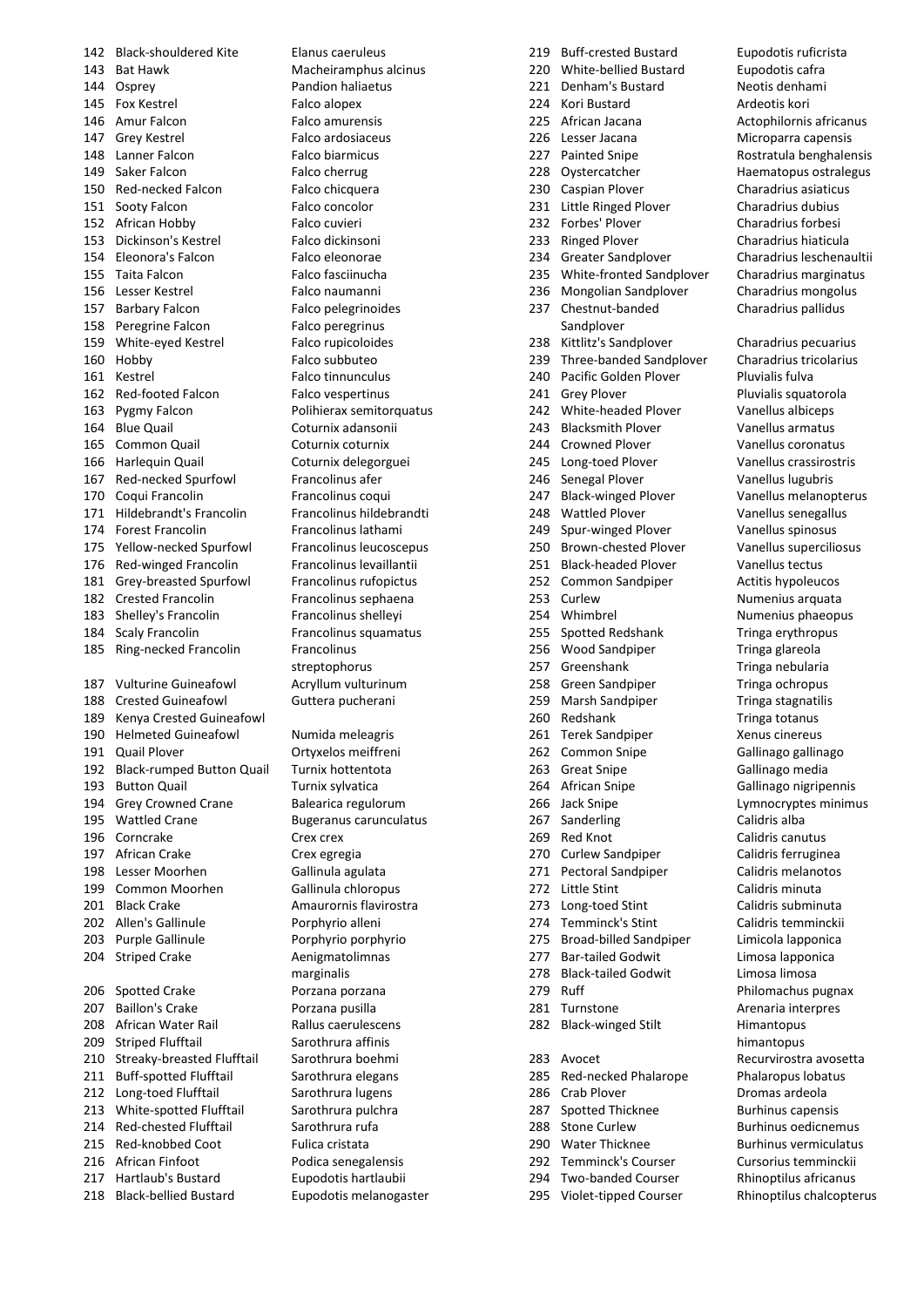| No. | Common Name | Scientific Name |
|---|---|---|
| 142 | Black-shouldered Kite | Elanus caeruleus |
| 143 | Bat Hawk | Macheiramphus alcinus |
| 144 | Osprey | Pandion haliaetus |
| 145 | Fox Kestrel | Falco alopex |
| 146 | Amur Falcon | Falco amurensis |
| 147 | Grey Kestrel | Falco ardosiaceus |
| 148 | Lanner Falcon | Falco biarmicus |
| 149 | Saker Falcon | Falco cherrug |
| 150 | Red-necked Falcon | Falco chicquera |
| 151 | Sooty Falcon | Falco concolor |
| 152 | African Hobby | Falco cuvieri |
| 153 | Dickinson's Kestrel | Falco dickinsoni |
| 154 | Eleonora's Falcon | Falco eleonorae |
| 155 | Taita Falcon | Falco fasciinucha |
| 156 | Lesser Kestrel | Falco naumanni |
| 157 | Barbary Falcon | Falco pelegrinoides |
| 158 | Peregrine Falcon | Falco peregrinus |
| 159 | White-eyed Kestrel | Falco rupicoloides |
| 160 | Hobby | Falco subbuteo |
| 161 | Kestrel | Falco tinnunculus |
| 162 | Red-footed Falcon | Falco vespertinus |
| 163 | Pygmy Falcon | Polihierax semitorquatus |
| 164 | Blue Quail | Coturnix adansonii |
| 165 | Common Quail | Coturnix coturnix |
| 166 | Harlequin Quail | Coturnix delegorguei |
| 167 | Red-necked Spurfowl | Francolinus afer |
| 170 | Coqui Francolin | Francolinus coqui |
| 171 | Hildebrandt's Francolin | Francolinus hildebrandti |
| 174 | Forest Francolin | Francolinus lathami |
| 175 | Yellow-necked Spurfowl | Francolinus leucoscepus |
| 176 | Red-winged Francolin | Francolinus levaillantii |
| 181 | Grey-breasted Spurfowl | Francolinus rufopictus |
| 182 | Crested Francolin | Francolinus sephaena |
| 183 | Shelley's Francolin | Francolinus shelleyi |
| 184 | Scaly Francolin | Francolinus squamatus |
| 185 | Ring-necked Francolin | Francolinus streptophorus |
| 187 | Vulturine Guineafowl | Acryllum vulturinum |
| 188 | Crested Guineafowl | Guttera pucherani |
| 189 | Kenya Crested Guineafowl | |
| 190 | Helmeted Guineafowl | Numida meleagris |
| 191 | Quail Plover | Ortyxelos meiffreni |
| 192 | Black-rumped Button Quail | Turnix hottentota |
| 193 | Button Quail | Turnix sylvatica |
| 194 | Grey Crowned Crane | Balearica regulorum |
| 195 | Wattled Crane | Bugeranus carunculatus |
| 196 | Corncrake | Crex crex |
| 197 | African Crake | Crex egregia |
| 198 | Lesser Moorhen | Gallinula agulata |
| 199 | Common Moorhen | Gallinula chloropus |
| 201 | Black Crake | Amaurornis flavirostra |
| 202 | Allen's Gallinule | Porphyrio alleni |
| 203 | Purple Gallinule | Porphyrio porphyrio |
| 204 | Striped Crake | Aenigmatolimnas marginalis |
| 206 | Spotted Crake | Porzana porzana |
| 207 | Baillon's Crake | Porzana pusilla |
| 208 | African Water Rail | Rallus caerulescens |
| 209 | Striped Flufftail | Sarothrura affinis |
| 210 | Streaky-breasted Flufftail | Sarothrura boehmi |
| 211 | Buff-spotted Flufftail | Sarothrura elegans |
| 212 | Long-toed Flufftail | Sarothrura lugens |
| 213 | White-spotted Flufftail | Sarothrura pulchra |
| 214 | Red-chested Flufftail | Sarothrura rufa |
| 215 | Red-knobbed Coot | Fulica cristata |
| 216 | African Finfoot | Podica senegalensis |
| 217 | Hartlaub's Bustard | Eupodotis hartlaubii |
| 218 | Black-bellied Bustard | Eupodotis melanogaster |
| 219 | Buff-crested Bustard | Eupodotis ruficrista |
| 220 | White-bellied Bustard | Eupodotis cafra |
| 221 | Denham's Bustard | Neotis denhami |
| 224 | Kori Bustard | Ardeotis kori |
| 225 | African Jacana | Actophilornis africanus |
| 226 | Lesser Jacana | Microparra capensis |
| 227 | Painted Snipe | Rostratula benghalensis |
| 228 | Oystercatcher | Haematopus ostralegus |
| 230 | Caspian Plover | Charadrius asiaticus |
| 231 | Little Ringed Plover | Charadrius dubius |
| 232 | Forbes' Plover | Charadrius forbesi |
| 233 | Ringed Plover | Charadrius hiaticula |
| 234 | Greater Sandplover | Charadrius leschenaultii |
| 235 | White-fronted Sandplover | Charadrius marginatus |
| 236 | Mongolian Sandplover | Charadrius mongolus |
| 237 | Chestnut-banded Sandplover | Charadrius pallidus |
| 238 | Kittlitz's Sandplover | Charadrius pecuarius |
| 239 | Three-banded Sandplover | Charadrius tricolarius |
| 240 | Pacific Golden Plover | Pluvialis fulva |
| 241 | Grey Plover | Pluvialis squatorola |
| 242 | White-headed Plover | Vanellus albiceps |
| 243 | Blacksmith Plover | Vanellus armatus |
| 244 | Crowned Plover | Vanellus coronatus |
| 245 | Long-toed Plover | Vanellus crassirostris |
| 246 | Senegal Plover | Vanellus lugubris |
| 247 | Black-winged Plover | Vanellus melanopterus |
| 248 | Wattled Plover | Vanellus senegallus |
| 249 | Spur-winged Plover | Vanellus spinosus |
| 250 | Brown-chested Plover | Vanellus superciliosus |
| 251 | Black-headed Plover | Vanellus tectus |
| 252 | Common Sandpiper | Actitis hypoleucos |
| 253 | Curlew | Numenius arquata |
| 254 | Whimbrel | Numenius phaeopus |
| 255 | Spotted Redshank | Tringa erythropus |
| 256 | Wood Sandpiper | Tringa glareola |
| 257 | Greenshank | Tringa nebularia |
| 258 | Green Sandpiper | Tringa ochropus |
| 259 | Marsh Sandpiper | Tringa stagnatilis |
| 260 | Redshank | Tringa totanus |
| 261 | Terek Sandpiper | Xenus cinereus |
| 262 | Common Snipe | Gallinago gallinago |
| 263 | Great Snipe | Gallinago media |
| 264 | African Snipe | Gallinago nigripennis |
| 266 | Jack Snipe | Lymnocryptes minimus |
| 267 | Sanderling | Calidris alba |
| 269 | Red Knot | Calidris canutus |
| 270 | Curlew Sandpiper | Calidris ferruginea |
| 271 | Pectoral Sandpiper | Calidris melanotos |
| 272 | Little Stint | Calidris minuta |
| 273 | Long-toed Stint | Calidris subminuta |
| 274 | Temminck's Stint | Calidris temminckii |
| 275 | Broad-billed Sandpiper | Limicola lapponica |
| 277 | Bar-tailed Godwit | Limosa lapponica |
| 278 | Black-tailed Godwit | Limosa limosa |
| 279 | Ruff | Philomachus pugnax |
| 281 | Turnstone | Arenaria interpres |
| 282 | Black-winged Stilt | Himantopus himantopus |
| 283 | Avocet | Recurvirostra avosetta |
| 285 | Red-necked Phalarope | Phalaropus lobatus |
| 286 | Crab Plover | Dromas ardeola |
| 287 | Spotted Thicknee | Burhinus capensis |
| 288 | Stone Curlew | Burhinus oedicnemus |
| 290 | Water Thicknee | Burhinus vermiculatus |
| 292 | Temminck's Courser | Cursorius temminckii |
| 294 | Two-banded Courser | Rhinoptilus africanus |
| 295 | Violet-tipped Courser | Rhinoptilus chalcopterus |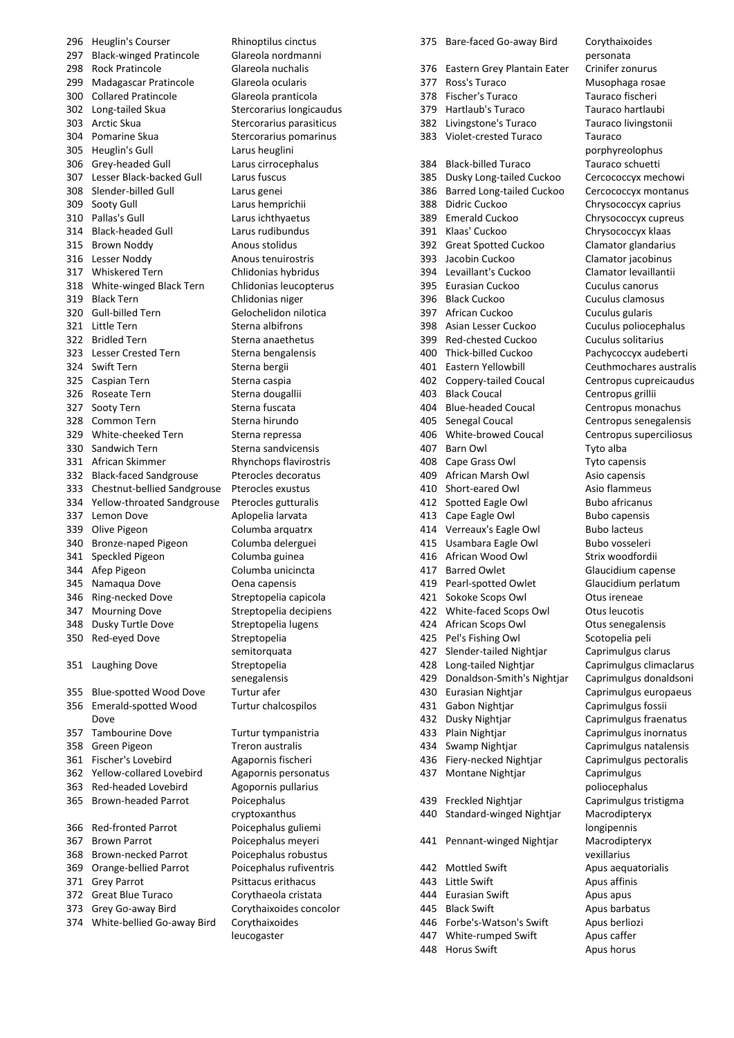| No. | Common Name | Scientific Name |
|---|---|---|
| 296 | Heuglin's Courser | Rhinoptilus cinctus |
| 297 | Black-winged Pratincole | Glareola nordmanni |
| 298 | Rock Pratincole | Glareola nuchalis |
| 299 | Madagascar Pratincole | Glareola ocularis |
| 300 | Collared Pratincole | Glareola pranticola |
| 302 | Long-tailed Skua | Stercorarius longicaudus |
| 303 | Arctic Skua | Stercorarius parasiticus |
| 304 | Pomarine Skua | Stercorarius pomarinus |
| 305 | Heuglin's Gull | Larus heuglini |
| 306 | Grey-headed Gull | Larus cirrocephalus |
| 307 | Lesser Black-backed Gull | Larus fuscus |
| 308 | Slender-billed Gull | Larus genei |
| 309 | Sooty Gull | Larus hemprichii |
| 310 | Pallas's Gull | Larus ichthyaetus |
| 314 | Black-headed Gull | Larus rudibundus |
| 315 | Brown Noddy | Anous stolidus |
| 316 | Lesser Noddy | Anous tenuirostris |
| 317 | Whiskered Tern | Chlidonias hybridus |
| 318 | White-winged Black Tern | Chlidonias leucopterus |
| 319 | Black Tern | Chlidonias niger |
| 320 | Gull-billed Tern | Gelochelidon nilotica |
| 321 | Little Tern | Sterna albifrons |
| 322 | Bridled Tern | Sterna anaethetus |
| 323 | Lesser Crested Tern | Sterna bengalensis |
| 324 | Swift Tern | Sterna bergii |
| 325 | Caspian Tern | Sterna caspia |
| 326 | Roseate Tern | Sterna dougallii |
| 327 | Sooty Tern | Sterna fuscata |
| 328 | Common Tern | Sterna hirundo |
| 329 | White-cheeked Tern | Sterna repressa |
| 330 | Sandwich Tern | Sterna sandvicensis |
| 331 | African Skimmer | Rhynchops flavirostris |
| 332 | Black-faced Sandgrouse | Pterocles decoratus |
| 333 | Chestnut-bellied Sandgrouse | Pterocles exustus |
| 334 | Yellow-throated Sandgrouse | Pterocles gutturalis |
| 337 | Lemon Dove | Aplopelia larvata |
| 339 | Olive Pigeon | Columba arquatrx |
| 340 | Bronze-naped Pigeon | Columba delerguei |
| 341 | Speckled Pigeon | Columba guinea |
| 344 | Afep Pigeon | Columba unicincta |
| 345 | Namaqua Dove | Oena capensis |
| 346 | Ring-necked Dove | Streptopelia capicola |
| 347 | Mourning Dove | Streptopelia decipiens |
| 348 | Dusky Turtle Dove | Streptopelia lugens |
| 350 | Red-eyed Dove | Streptopelia semitorquata |
| 351 | Laughing Dove | Streptopelia senegalensis |
| 355 | Blue-spotted Wood Dove | Turtur afer |
| 356 | Emerald-spotted Wood Dove | Turtur chalcospilos |
| 357 | Tambourine Dove | Turtur tympanistria |
| 358 | Green Pigeon | Treron australis |
| 361 | Fischer's Lovebird | Agapornis fischeri |
| 362 | Yellow-collared Lovebird | Agapornis personatus |
| 363 | Red-headed Lovebird | Agopornis pullarius |
| 365 | Brown-headed Parrot | Poicephalus cryptoxanthus |
| 366 | Red-fronted Parrot | Poicephalus guliemi |
| 367 | Brown Parrot | Poicephalus meyeri |
| 368 | Brown-necked Parrot | Poicephalus robustus |
| 369 | Orange-bellied Parrot | Poicephalus rufiventris |
| 371 | Grey Parrot | Psittacus erithacus |
| 372 | Great Blue Turaco | Corythaeola cristata |
| 373 | Grey Go-away Bird | Corythaixoides concolor |
| 374 | White-bellied Go-away Bird | Corythaixoides leucogaster |
| 375 | Bare-faced Go-away Bird | Corythaixoides personata |
| 376 | Eastern Grey Plantain Eater | Crinifer zonurus |
| 377 | Ross's Turaco | Musophaga rosae |
| 378 | Fischer's Turaco | Tauraco fischeri |
| 379 | Hartlaub's Turaco | Tauraco hartlaubi |
| 382 | Livingstone's Turaco | Tauraco livingstonii |
| 383 | Violet-crested Turaco | Tauraco porphyreolophus |
| 384 | Black-billed Turaco | Tauraco schuetti |
| 385 | Dusky Long-tailed Cuckoo | Cercococcyx mechowi |
| 386 | Barred Long-tailed Cuckoo | Cercococcyx montanus |
| 388 | Didric Cuckoo | Chrysococcyx caprius |
| 389 | Emerald Cuckoo | Chrysococcyx cupreus |
| 391 | Klaas' Cuckoo | Chrysococcyx klaas |
| 392 | Great Spotted Cuckoo | Clamator glandarius |
| 393 | Jacobin Cuckoo | Clamator jacobinus |
| 394 | Levaillant's Cuckoo | Clamator levaillantii |
| 395 | Eurasian Cuckoo | Cuculus canorus |
| 396 | Black Cuckoo | Cuculus clamosus |
| 397 | African Cuckoo | Cuculus gularis |
| 398 | Asian Lesser Cuckoo | Cuculus poliocephalus |
| 399 | Red-chested Cuckoo | Cuculus solitarius |
| 400 | Thick-billed Cuckoo | Pachycoccyx audeberti |
| 401 | Eastern Yellowbill | Ceuthmochares australis |
| 402 | Coppery-tailed Coucal | Centropus cupreicaudus |
| 403 | Black Coucal | Centropus grillii |
| 404 | Blue-headed Coucal | Centropus monachus |
| 405 | Senegal Coucal | Centropus senegalensis |
| 406 | White-browed Coucal | Centropus superciliosus |
| 407 | Barn Owl | Tyto alba |
| 408 | Cape Grass Owl | Tyto capensis |
| 409 | African Marsh Owl | Asio capensis |
| 410 | Short-eared Owl | Asio flammeus |
| 412 | Spotted Eagle Owl | Bubo africanus |
| 413 | Cape Eagle Owl | Bubo capensis |
| 414 | Verreaux's Eagle Owl | Bubo lacteus |
| 415 | Usambara Eagle Owl | Bubo vosseleri |
| 416 | African Wood Owl | Strix woodfordii |
| 417 | Barred Owlet | Glaucidium capense |
| 419 | Pearl-spotted Owlet | Glaucidium perlatum |
| 421 | Sokoke Scops Owl | Otus ireneae |
| 422 | White-faced Scops Owl | Otus leucotis |
| 424 | African Scops Owl | Otus senegalensis |
| 425 | Pel's Fishing Owl | Scotopelia peli |
| 427 | Slender-tailed Nightjar | Caprimulgus clarus |
| 428 | Long-tailed Nightjar | Caprimulgus climacturus |
| 429 | Donaldson-Smith's Nightjar | Caprimulgus donaldsoni |
| 430 | Eurasian Nightjar | Caprimulgus europaeus |
| 431 | Gabon Nightjar | Caprimulgus fossii |
| 432 | Dusky Nightjar | Caprimulgus fraenatus |
| 433 | Plain Nightjar | Caprimulgus inornatus |
| 434 | Swamp Nightjar | Caprimulgus natalensis |
| 436 | Fiery-necked Nightjar | Caprimulgus pectoralis |
| 437 | Montane Nightjar | Caprimulgus poliocephalus |
| 439 | Freckled Nightjar | Caprimulgus tristigma |
| 440 | Standard-winged Nightjar | Macrodipteryx longipennis |
| 441 | Pennant-winged Nightjar | Macrodipteryx vexillarius |
| 442 | Mottled Swift | Apus aequatorialis |
| 443 | Little Swift | Apus affinis |
| 444 | Eurasian Swift | Apus apus |
| 445 | Black Swift | Apus barbatus |
| 446 | Forbe's-Watson's Swift | Apus berliozi |
| 447 | White-rumped Swift | Apus caffer |
| 448 | Horus Swift | Apus horus |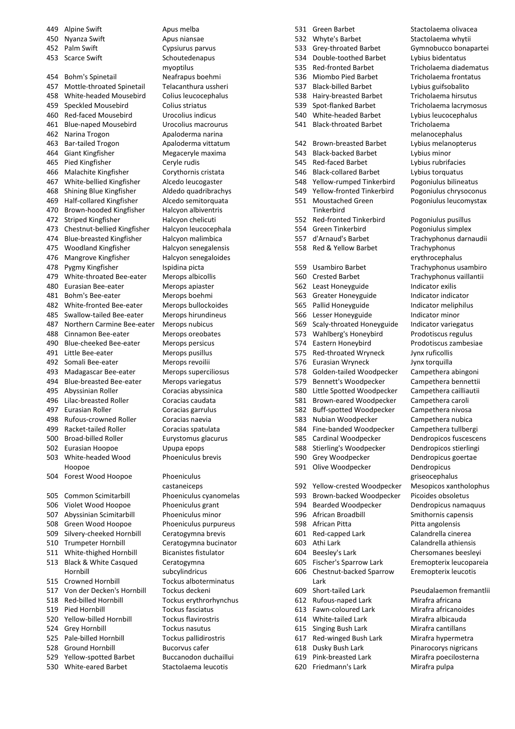| No. | Common name | Scientific name |
|---|---|---|
| 449 | Alpine Swift | Apus melba |
| 450 | Nyanza Swift | Apus niansae |
| 452 | Palm Swift | Cypsiurus parvus |
| 453 | Scarce Swift | Schoutedenapus myoptilus |
| 454 | Bohm's Spinetail | Neafrapus boehmi |
| 457 | Mottle-throated Spinetail | Telacanthura ussheri |
| 458 | White-headed Mousebird | Colius leucocephalus |
| 459 | Speckled Mousebird | Colius striatus |
| 460 | Red-faced Mousebird | Urocolius indicus |
| 461 | Blue-naped Mousebird | Urocolius macrourus |
| 462 | Narina Trogon | Apaloderma narina |
| 463 | Bar-tailed Trogon | Apaloderma vittatum |
| 464 | Giant Kingfisher | Megaceryle maxima |
| 465 | Pied Kingfisher | Ceryle rudis |
| 466 | Malachite Kingfisher | Corythornis cristata |
| 467 | White-bellied Kingfisher | Alcedo leucogaster |
| 468 | Shining Blue Kingfisher | Aldedo quadribrachys |
| 469 | Half-collared Kingfisher | Alcedo semitorquata |
| 470 | Brown-hooded Kingfisher | Halcyon albiventris |
| 472 | Striped Kingfisher | Halcyon chelicuti |
| 473 | Chestnut-bellied Kingfisher | Halcyon leucocephala |
| 474 | Blue-breasted Kingfisher | Halcyon malimbica |
| 475 | Woodland Kingfisher | Halcyon senegalensis |
| 476 | Mangrove Kingfisher | Halcyon senegaloides |
| 478 | Pygmy Kingfisher | Ispidina picta |
| 479 | White-throated Bee-eater | Merops albicollis |
| 480 | Eurasian Bee-eater | Merops apiaster |
| 481 | Bohm's Bee-eater | Merops boehmi |
| 482 | White-fronted Bee-eater | Merops bullockoides |
| 485 | Swallow-tailed Bee-eater | Merops hirundineus |
| 487 | Northern Carmine Bee-eater | Merops nubicus |
| 488 | Cinnamon Bee-eater | Merops oreobates |
| 490 | Blue-cheeked Bee-eater | Merops persicus |
| 491 | Little Bee-eater | Merops pusillus |
| 492 | Somali Bee-eater | Merops revoilii |
| 493 | Madagascar Bee-eater | Merops superciliosus |
| 494 | Blue-breasted Bee-eater | Merops variegatus |
| 495 | Abyssinian Roller | Coracias abyssinica |
| 496 | Lilac-breasted Roller | Coracias caudata |
| 497 | Eurasian Roller | Coracias garrulus |
| 498 | Rufous-crowned Roller | Coracias naevia |
| 499 | Racket-tailed Roller | Coracias spatulata |
| 500 | Broad-billed Roller | Eurystomus glacurus |
| 502 | Eurasian Hoopoe | Upupa epops |
| 503 | White-headed Wood Hoopoe | Phoeniculus brevis |
| 504 | Forest Wood Hoopoe | Phoeniculus castaneiceps |
| 505 | Common Scimitarbill | Phoeniculus cyanomelas |
| 506 | Violet Wood Hoopoe | Phoeniculus grant |
| 507 | Abyssinian Scimitarbill | Phoeniculus minor |
| 508 | Green Wood Hoopoe | Phoeniculus purpureus |
| 509 | Silvery-cheeked Hornbill | Ceratogymna brevis |
| 510 | Trumpeter Hornbill | Ceratogymna bucinator |
| 511 | White-thighed Hornbill | Bicanistes fistulator |
| 513 | Black & White Casqued Hornbill | Ceratogymna subcylindricus |
| 515 | Crowned Hornbill | Tockus alboterminatus |
| 517 | Von der Decken's Hornbill | Tockus deckeni |
| 518 | Red-billed Hornbill | Tockus erythrorhynchus |
| 519 | Pied Hornbill | Tockus fasciatus |
| 520 | Yellow-billed Hornbill | Tockus flavirostris |
| 524 | Grey Hornbill | Tockus nasutus |
| 525 | Pale-billed Hornbill | Tockus pallidirostris |
| 528 | Ground Hornbill | Bucorvus cafer |
| 529 | Yellow-spotted Barbet | Buccanodon duchaillui |
| 530 | White-eared Barbet | Stactolaema leucotis |
| 531 | Green Barbet | Stactolaema olivacea |
| 532 | Whyte's Barbet | Stactolaema whytii |
| 533 | Grey-throated Barbet | Gymnobucco bonapartei |
| 534 | Double-toothed Barbet | Lybius bidentatus |
| 535 | Red-fronted Barbet | Tricholaema diadematus |
| 536 | Miombo Pied Barbet | Tricholaema frontatus |
| 537 | Black-billed Barbet | Lybius guifsobalito |
| 538 | Hairy-breasted Barbet | Tricholaema hirsutus |
| 539 | Spot-flanked Barbet | Tricholaema lacrymosus |
| 540 | White-headed Barbet | Lybius leucocephalus |
| 541 | Black-throated Barbet | Tricholaema melanocephalus |
| 542 | Brown-breasted Barbet | Lybius melanopterus |
| 543 | Black-backed Barbet | Lybius minor |
| 545 | Red-faced Barbet | Lybius rubrifacies |
| 546 | Black-collared Barbet | Lybius torquatus |
| 548 | Yellow-rumped Tinkerbird | Pogoniulus bilineatus |
| 549 | Yellow-fronted Tinkerbird | Pogoniulus chrysoconus |
| 551 | Moustached Green Tinkerbird | Pogoniulus leucomystax |
| 552 | Red-fronted Tinkerbird | Pogoniulus pusillus |
| 554 | Green Tinkerbird | Pogoniulus simplex |
| 557 | d'Arnaud's Barbet | Trachyphonus darnaudii |
| 558 | Red & Yellow Barbet | Trachyphonus erythrocephalus |
| 559 | Usambiro Barbet | Trachyphonus usambiro |
| 560 | Crested Barbet | Trachyphonus vaillantii |
| 562 | Least Honeyguide | Indicator exilis |
| 563 | Greater Honeyguide | Indicator indicator |
| 565 | Pallid Honeyguide | Indicator meliphilus |
| 566 | Lesser Honeyguide | Indicator minor |
| 569 | Scaly-throated Honeyguide | Indicator variegatus |
| 573 | Wahlberg's Honeybird | Prodotiscus regulus |
| 574 | Eastern Honeybird | Prodotiscus zambesiae |
| 575 | Red-throated Wryneck | Jynx ruficollis |
| 576 | Eurasian Wryneck | Jynx torquilla |
| 578 | Golden-tailed Woodpecker | Campethera abingoni |
| 579 | Bennett's Woodpecker | Campethera bennettii |
| 580 | Little Spotted Woodpecker | Campethera cailliautii |
| 581 | Brown-eared Woodpecker | Campethera caroli |
| 582 | Buff-spotted Woodpecker | Campethera nivosa |
| 583 | Nubian Woodpecker | Campethera nubica |
| 584 | Fine-banded Woodpecker | Campethera tullbergi |
| 585 | Cardinal Woodpecker | Dendropicos fuscescens |
| 588 | Stierling's Woodpecker | Dendropicos stierlingi |
| 590 | Grey Woodpecker | Dendropicus goertae |
| 591 | Olive Woodpecker | Dendropicus griseocephalus |
| 592 | Yellow-crested Woodpecker | Mesopicos xantholophus |
| 593 | Brown-backed Woodpecker | Picoides obsoletus |
| 594 | Bearded Woodpecker | Dendropicus namaquus |
| 596 | African Broadbill | Smithornis capensis |
| 598 | African Pitta | Pitta angolensis |
| 601 | Red-capped Lark | Calandrella cinerea |
| 603 | Athi Lark | Calandrella athiensis |
| 604 | Beesley's Lark | Chersomanes beesleyi |
| 605 | Fischer's Sparrow Lark | Eremopterix leucopareia |
| 606 | Chestnut-backed Sparrow Lark | Eremopterix leucotis |
| 609 | Short-tailed Lark | Pseudalaemon fremantlii |
| 612 | Rufous-naped Lark | Mirafra africana |
| 613 | Fawn-coloured Lark | Mirafra africanoides |
| 614 | White-tailed Lark | Mirafra albicauda |
| 615 | Singing Bush Lark | Mirafra cantillans |
| 617 | Red-winged Bush Lark | Mirafra hypermetra |
| 618 | Dusky Bush Lark | Pinarocorys nigricans |
| 619 | Pink-breasted Lark | Mirafra poecilosterna |
| 620 | Friedmann's Lark | Mirafra pulpa |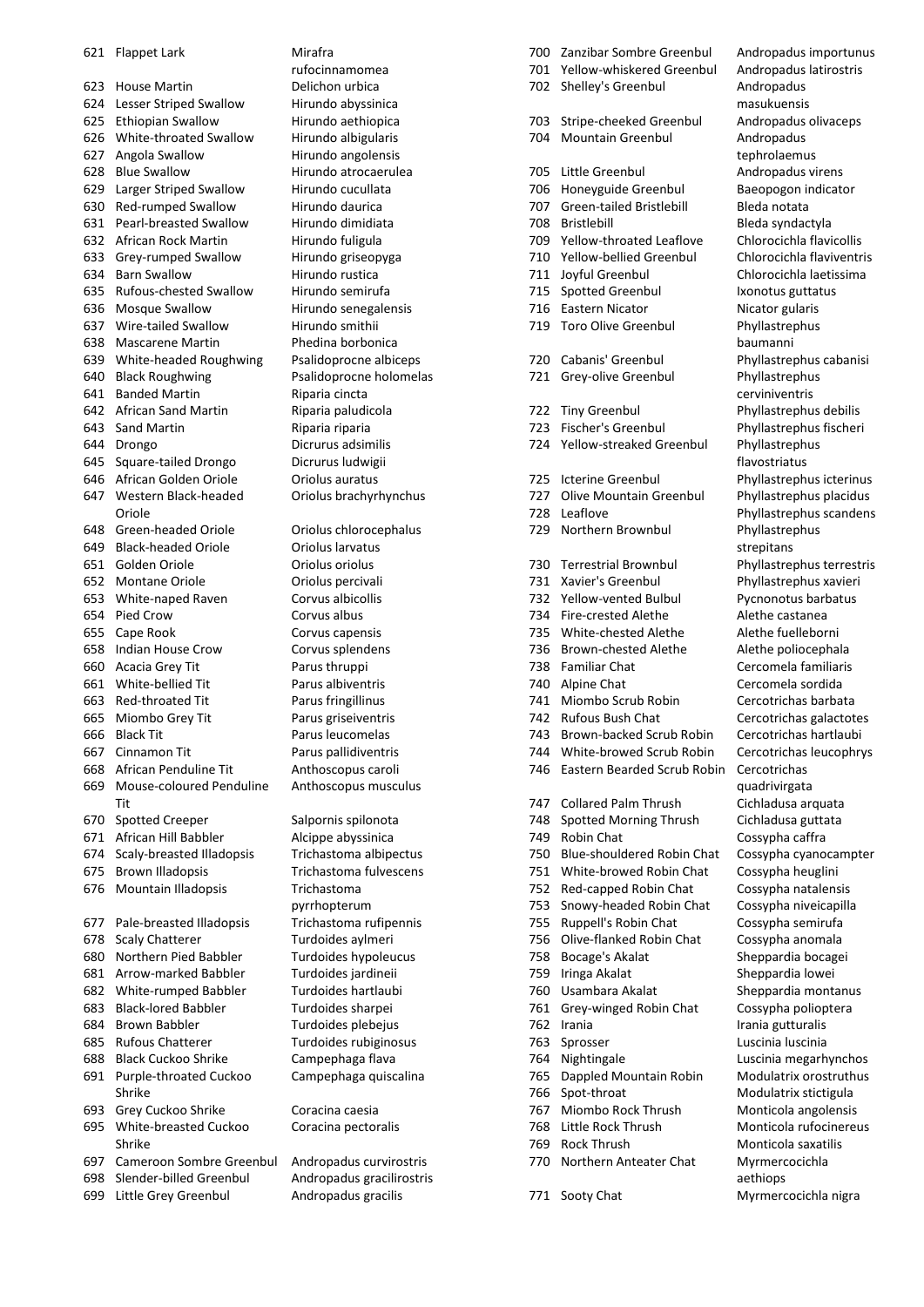| No. | Common name | Scientific name |
|---|---|---|
| 621 | Flappet Lark | Mirafra rufocinnamomea |
| 623 | House Martin | Delichon urbica |
| 624 | Lesser Striped Swallow | Hirundo abyssinica |
| 625 | Ethiopian Swallow | Hirundo aethiopica |
| 626 | White-throated Swallow | Hirundo albigularis |
| 627 | Angola Swallow | Hirundo angolensis |
| 628 | Blue Swallow | Hirundo atrocaerulea |
| 629 | Larger Striped Swallow | Hirundo cucullata |
| 630 | Red-rumped Swallow | Hirundo daurica |
| 631 | Pearl-breasted Swallow | Hirundo dimidiata |
| 632 | African Rock Martin | Hirundo fuligula |
| 633 | Grey-rumped Swallow | Hirundo griseopyga |
| 634 | Barn Swallow | Hirundo rustica |
| 635 | Rufous-chested Swallow | Hirundo semirufa |
| 636 | Mosque Swallow | Hirundo senegalensis |
| 637 | Wire-tailed Swallow | Hirundo smithii |
| 638 | Mascarene Martin | Phedina borbonica |
| 639 | White-headed Roughwing | Psalidoprocne albiceps |
| 640 | Black Roughwing | Psalidoprocne holomelas |
| 641 | Banded Martin | Riparia cincta |
| 642 | African Sand Martin | Riparia paludicola |
| 643 | Sand Martin | Riparia riparia |
| 644 | Drongo | Dicrurus adsimilis |
| 645 | Square-tailed Drongo | Dicrurus ludwigii |
| 646 | African Golden Oriole | Oriolus auratus |
| 647 | Western Black-headed Oriole | Oriolus brachyrhynchus |
| 648 | Green-headed Oriole | Oriolus chlorocephalus |
| 649 | Black-headed Oriole | Oriolus larvatus |
| 651 | Golden Oriole | Oriolus oriolus |
| 652 | Montane Oriole | Oriolus percivali |
| 653 | White-naped Raven | Corvus albicollis |
| 654 | Pied Crow | Corvus albus |
| 655 | Cape Rook | Corvus capensis |
| 658 | Indian House Crow | Corvus splendens |
| 660 | Acacia Grey Tit | Parus thruppi |
| 661 | White-bellied Tit | Parus albiventris |
| 663 | Red-throated Tit | Parus fringillinus |
| 665 | Miombo Grey Tit | Parus griseiventris |
| 666 | Black Tit | Parus leucomelas |
| 667 | Cinnamon Tit | Parus pallidiventris |
| 668 | African Penduline Tit | Anthoscopus caroli |
| 669 | Mouse-coloured Penduline Tit | Anthoscopus musculus |
| 670 | Spotted Creeper | Salpornis spilonota |
| 671 | African Hill Babbler | Alcippe abyssinica |
| 674 | Scaly-breasted Illadopsis | Trichastoma albipectus |
| 675 | Brown Illadopsis | Trichastoma fulvescens |
| 676 | Mountain Illadopsis | Trichastoma pyrrhopterum |
| 677 | Pale-breasted Illadopsis | Trichastoma rufipennis |
| 678 | Scaly Chatterer | Turdoides aylmeri |
| 680 | Northern Pied Babbler | Turdoides hypoleucus |
| 681 | Arrow-marked Babbler | Turdoides jardineii |
| 682 | White-rumped Babbler | Turdoides hartlaubi |
| 683 | Black-lored Babbler | Turdoides sharpei |
| 684 | Brown Babbler | Turdoides plebejus |
| 685 | Rufous Chatterer | Turdoides rubiginosus |
| 688 | Black Cuckoo Shrike | Campephaga flava |
| 691 | Purple-throated Cuckoo Shrike | Campephaga quiscalina |
| 693 | Grey Cuckoo Shrike | Coracina caesia |
| 695 | White-breasted Cuckoo Shrike | Coracina pectoralis |
| 697 | Cameroon Sombre Greenbul | Andropadus curvirostris |
| 698 | Slender-billed Greenbul | Andropadus gracilirostris |
| 699 | Little Grey Greenbul | Andropadus gracilis |
| 700 | Zanzibar Sombre Greenbul | Andropadus importunus |
| 701 | Yellow-whiskered Greenbul | Andropadus latirostris |
| 702 | Shelley's Greenbul | Andropadus masukuensis |
| 703 | Stripe-cheeked Greenbul | Andropadus olivaceps |
| 704 | Mountain Greenbul | Andropadus tephrolaemus |
| 705 | Little Greenbul | Andropadus virens |
| 706 | Honeyguide Greenbul | Baeopogon indicator |
| 707 | Green-tailed Bristlebill | Bleda notata |
| 708 | Bristlebill | Bleda syndactyla |
| 709 | Yellow-throated Leaflove | Chlorocichla flavicollis |
| 710 | Yellow-bellied Greenbul | Chlorocichla flaviventris |
| 711 | Joyful Greenbul | Chlorocichla laetissima |
| 715 | Spotted Greenbul | Ixonotus guttatus |
| 716 | Eastern Nicator | Nicator gularis |
| 719 | Toro Olive Greenbul | Phyllastrephus baumanni |
| 720 | Cabanis' Greenbul | Phyllastrephus cabanisi |
| 721 | Grey-olive Greenbul | Phyllastrephus cerviniventris |
| 722 | Tiny Greenbul | Phyllastrephus debilis |
| 723 | Fischer's Greenbul | Phyllastrephus fischeri |
| 724 | Yellow-streaked Greenbul | Phyllastrephus flavostriatus |
| 725 | Icterine Greenbul | Phyllastrephus icterinus |
| 727 | Olive Mountain Greenbul | Phyllastrephus placidus |
| 728 | Leaflove | Phyllastrephus scandens |
| 729 | Northern Brownbul | Phyllastrephus strepitans |
| 730 | Terrestrial Brownbul | Phyllastrephus terrestris |
| 731 | Xavier's Greenbul | Phyllastrephus xavieri |
| 732 | Yellow-vented Bulbul | Pycnonotus barbatus |
| 734 | Fire-crested Alethe | Alethe castanea |
| 735 | White-chested Alethe | Alethe fuelleborni |
| 736 | Brown-chested Alethe | Alethe poliocephala |
| 738 | Familiar Chat | Cercomela familiaris |
| 740 | Alpine Chat | Cercomela sordida |
| 741 | Miombo Scrub Robin | Cercotrichas barbata |
| 742 | Rufous Bush Chat | Cercotrichas galactotes |
| 743 | Brown-backed Scrub Robin | Cercotrichas hartlaubi |
| 744 | White-browed Scrub Robin | Cercotrichas leucophrys |
| 746 | Eastern Bearded Scrub Robin | Cercotrichas quadrivirgata |
| 747 | Collared Palm Thrush | Cichladusa arquata |
| 748 | Spotted Morning Thrush | Cichladusa guttata |
| 749 | Robin Chat | Cossypha caffra |
| 750 | Blue-shouldered Robin Chat | Cossypha cyanocampter |
| 751 | White-browed Robin Chat | Cossypha heuglini |
| 752 | Red-capped Robin Chat | Cossypha natalensis |
| 753 | Snowy-headed Robin Chat | Cossypha niveicapilla |
| 755 | Ruppell's Robin Chat | Cossypha semirufa |
| 756 | Olive-flanked Robin Chat | Cossypha anomala |
| 758 | Bocage's Akalat | Sheppardia bocagei |
| 759 | Iringa Akalat | Sheppardia lowei |
| 760 | Usambara Akalat | Sheppardia montanus |
| 761 | Grey-winged Robin Chat | Cossypha polioptera |
| 762 | Irania | Irania gutturalis |
| 763 | Sprosser | Luscinia luscinia |
| 764 | Nightingale | Luscinia megarhynchos |
| 765 | Dappled Mountain Robin | Modulatrix orostruthus |
| 766 | Spot-throat | Modulatrix stictigula |
| 767 | Miombo Rock Thrush | Monticola angolensis |
| 768 | Little Rock Thrush | Monticola rufocinereus |
| 769 | Rock Thrush | Monticola saxatilis |
| 770 | Northern Anteater Chat | Myrmecocichla aethiops |
| 771 | Sooty Chat | Myrmecocichla nigra |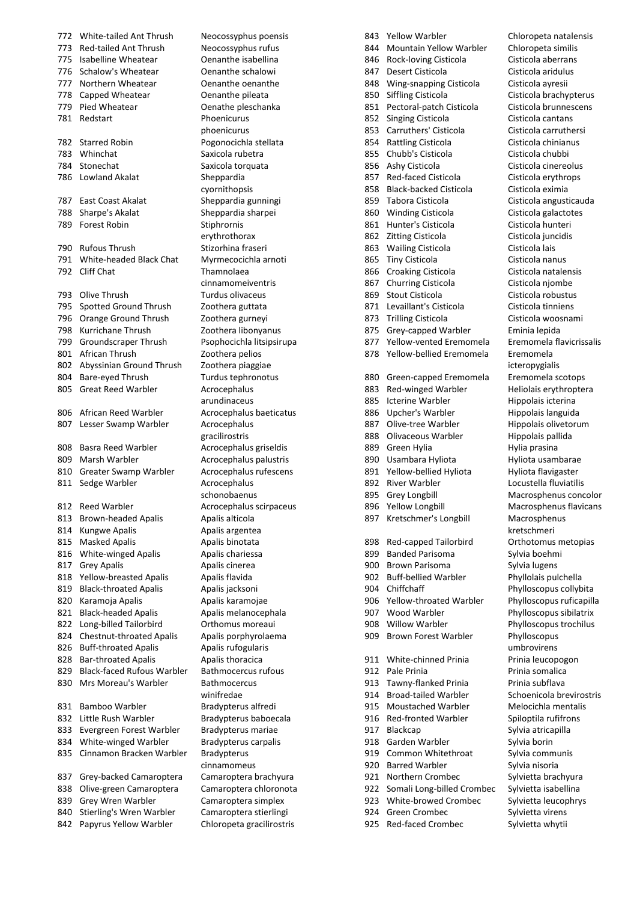| No. | Common name | Scientific name |
|---|---|---|
| 772 | White-tailed Ant Thrush | Neocossyphus poensis |
| 773 | Red-tailed Ant Thrush | Neocossyphus rufus |
| 775 | Isabelline Wheatear | Oenanthe isabellina |
| 776 | Schalow's Wheatear | Oenanthe schalowi |
| 777 | Northern Wheatear | Oenanthe oenanthe |
| 778 | Capped Wheatear | Oenanthe pileata |
| 779 | Pied Wheatear | Oenathe pleschanka |
| 781 | Redstart | Phoenicurus phoenicurus |
| 782 | Starred Robin | Pogonocichla stellata |
| 783 | Whinchat | Saxicola rubetra |
| 784 | Stonechat | Saxicola torquata |
| 786 | Lowland Akalat | Sheppardia cyornithopsis |
| 787 | East Coast Akalat | Sheppardia gunningi |
| 788 | Sharpe's Akalat | Sheppardia sharpei |
| 789 | Forest Robin | Stiphrornis erythrothorax |
| 790 | Rufous Thrush | Stizorhina fraseri |
| 791 | White-headed Black Chat | Myrmecocichla arnoti |
| 792 | Cliff Chat | Thamnolaea cinnamomeiventris |
| 793 | Olive Thrush | Turdus olivaceus |
| 795 | Spotted Ground Thrush | Zoothera guttata |
| 796 | Orange Ground Thrush | Zoothera gurneyi |
| 798 | Kurrichane Thrush | Zoothera libonyanus |
| 799 | Groundscraper Thrush | Psophocichla litsipsirupa |
| 801 | African Thrush | Zoothera pelios |
| 802 | Abyssinian Ground Thrush | Zoothera piaggiae |
| 804 | Bare-eyed Thrush | Turdus tephronotus |
| 805 | Great Reed Warbler | Acrocephalus arundinaceus |
| 806 | African Reed Warbler | Acrocephalus baeticatus |
| 807 | Lesser Swamp Warbler | Acrocephalus gracilirostris |
| 808 | Basra Reed Warbler | Acrocephalus griseldis |
| 809 | Marsh Warbler | Acrocephalus palustris |
| 810 | Greater Swamp Warbler | Acrocephalus rufescens |
| 811 | Sedge Warbler | Acrocephalus schonobaenus |
| 812 | Reed Warbler | Acrocephalus scirpaceus |
| 813 | Brown-headed Apalis | Apalis alticola |
| 814 | Kungwe Apalis | Apalis argentea |
| 815 | Masked Apalis | Apalis binotata |
| 816 | White-winged Apalis | Apalis chariessa |
| 817 | Grey Apalis | Apalis cinerea |
| 818 | Yellow-breasted Apalis | Apalis flavida |
| 819 | Black-throated Apalis | Apalis jacksoni |
| 820 | Karamoja Apalis | Apalis karamojae |
| 821 | Black-headed Apalis | Apalis melanocephala |
| 822 | Long-billed Tailorbird | Orthomus moreaui |
| 824 | Chestnut-throated Apalis | Apalis porphyrolaema |
| 826 | Buff-throated Apalis | Apalis rufogularis |
| 828 | Bar-throated Apalis | Apalis thoracica |
| 829 | Black-faced Rufous Warbler | Bathmocercus rufous |
| 830 | Mrs Moreau's Warbler | Bathmocercus winifredae |
| 831 | Bamboo Warbler | Bradypterus alfredi |
| 832 | Little Rush Warbler | Bradypterus baboecala |
| 833 | Evergreen Forest Warbler | Bradypterus mariae |
| 834 | White-winged Warbler | Bradypterus carpalis |
| 835 | Cinnamon Bracken Warbler | Bradypterus cinnamomeus |
| 837 | Grey-backed Camaroptera | Camaroptera brachyura |
| 838 | Olive-green Camaroptera | Camaroptera chloronota |
| 839 | Grey Wren Warbler | Camaroptera simplex |
| 840 | Stierling's Wren Warbler | Camaroptera stierlingi |
| 842 | Papyrus Yellow Warbler | Chloropeta gracilirostris |
| 843 | Yellow Warbler | Chloropeta natalensis |
| 844 | Mountain Yellow Warbler | Chloropeta similis |
| 846 | Rock-loving Cisticola | Cisticola aberrans |
| 847 | Desert Cisticola | Cisticola aridulus |
| 848 | Wing-snapping Cisticola | Cisticola ayresii |
| 850 | Siffling Cisticola | Cisticola brachypterus |
| 851 | Pectoral-patch Cisticola | Cisticola brunnescens |
| 852 | Singing Cisticola | Cisticola cantans |
| 853 | Carruthers' Cisticola | Cisticola carruthersi |
| 854 | Rattling Cisticola | Cisticola chinianus |
| 855 | Chubb's Cisticola | Cisticola chubbi |
| 856 | Ashy Cisticola | Cisticola cinereolus |
| 857 | Red-faced Cisticola | Cisticola erythrops |
| 858 | Black-backed Cisticola | Cisticola eximia |
| 859 | Tabora Cisticola | Cisticola angusticauda |
| 860 | Winding Cisticola | Cisticola galactotes |
| 861 | Hunter's Cisticola | Cisticola hunteri |
| 862 | Zitting Cisticola | Cisticola juncidis |
| 863 | Wailing Cisticola | Cisticola lais |
| 865 | Tiny Cisticola | Cisticola nanus |
| 866 | Croaking Cisticola | Cisticola natalensis |
| 867 | Churring Cisticola | Cisticola njombe |
| 869 | Stout Cisticola | Cisticola robustus |
| 871 | Levaillant's Cisticola | Cisticola tinniens |
| 873 | Trilling Cisticola | Cisticola woosnami |
| 875 | Grey-capped Warbler | Eminia lepida |
| 877 | Yellow-vented Eremomela | Eremomela flavicrissalis |
| 878 | Yellow-bellied Eremomela | Eremomela icteropygialis |
| 880 | Green-capped Eremomela | Eremomela scotops |
| 883 | Red-winged Warbler | Heliolais erythroptera |
| 885 | Icterine Warbler | Hippolais icterina |
| 886 | Upcher's Warbler | Hippolais languida |
| 887 | Olive-tree Warbler | Hippolais olivetorum |
| 888 | Olivaceous Warbler | Hippolais pallida |
| 889 | Green Hylia | Hylia prasina |
| 890 | Usambara Hyliota | Hyliota usambarae |
| 891 | Yellow-bellied Hyliota | Hyliota flavigaster |
| 892 | River Warbler | Locustella fluviatilis |
| 895 | Grey Longbill | Macrosphenus concolor |
| 896 | Yellow Longbill | Macrosphenus flavicans |
| 897 | Kretschmer's Longbill | Macrosphenus kretschmeri |
| 898 | Red-capped Tailorbird | Orthotomus metopias |
| 899 | Banded Parisoma | Sylvia boehmi |
| 900 | Brown Parisoma | Sylvia lugens |
| 902 | Buff-bellied Warbler | Phyllolais pulchella |
| 904 | Chiffchaff | Phylloscopus collybita |
| 906 | Yellow-throated Warbler | Phylloscopus ruficapilla |
| 907 | Wood Warbler | Phylloscopus sibilatrix |
| 908 | Willow Warbler | Phylloscopus trochilus |
| 909 | Brown Forest Warbler | Phylloscopus umbrovirens |
| 911 | White-chinned Prinia | Prinia leucopogon |
| 912 | Pale Prinia | Prinia somalica |
| 913 | Tawny-flanked Prinia | Prinia subflava |
| 914 | Broad-tailed Warbler | Schoenicola brevirostris |
| 915 | Moustached Warbler | Melocichla mentalis |
| 916 | Red-fronted Warbler | Spiloptila rufifrons |
| 917 | Blackcap | Sylvia atricapilla |
| 918 | Garden Warbler | Sylvia borin |
| 919 | Common Whitethroat | Sylvia communis |
| 920 | Barred Warbler | Sylvia nisoria |
| 921 | Northern Crombec | Sylvietta brachyura |
| 922 | Somali Long-billed Crombec | Sylvietta isabellina |
| 923 | White-browed Crombec | Sylvietta leucophrys |
| 924 | Green Crombec | Sylvietta virens |
| 925 | Red-faced Crombec | Sylvietta whytii |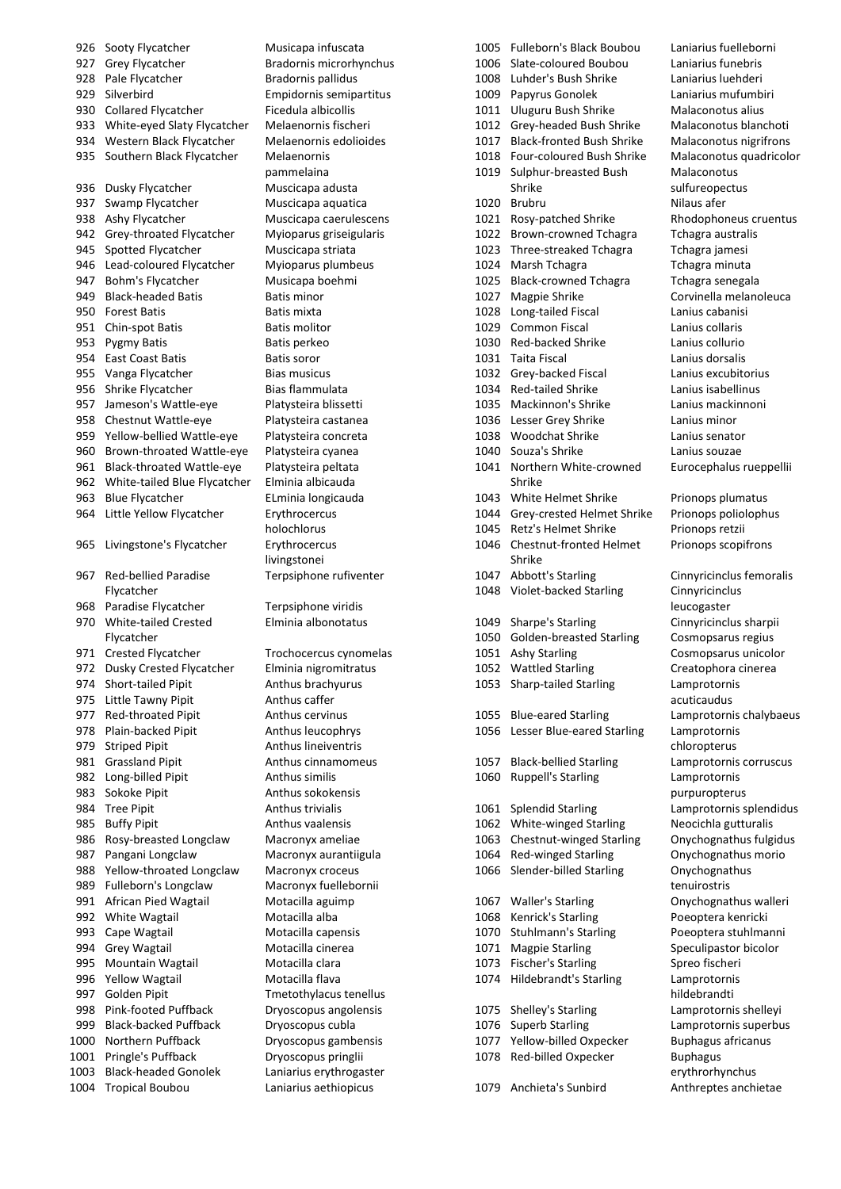| No. | Common Name | Scientific Name |
|---|---|---|
| 926 | Sooty Flycatcher | Musicapa infuscata |
| 927 | Grey Flycatcher | Bradornis microrhynchus |
| 928 | Pale Flycatcher | Bradornis pallidus |
| 929 | Silverbird | Empidornis semipartitus |
| 930 | Collared Flycatcher | Ficedula albicollis |
| 933 | White-eyed Slaty Flycatcher | Melaenornis fischeri |
| 934 | Western Black Flycatcher | Melaenornis edolioides |
| 935 | Southern Black Flycatcher | Melaenornis pammelaina |
| 936 | Dusky Flycatcher | Muscicapa adusta |
| 937 | Swamp Flycatcher | Muscicapa aquatica |
| 938 | Ashy Flycatcher | Muscicapa caerulescens |
| 942 | Grey-throated Flycatcher | Myioparus griseigularis |
| 945 | Spotted Flycatcher | Muscicapa striata |
| 946 | Lead-coloured Flycatcher | Myioparus plumbeus |
| 947 | Bohm's Flycatcher | Musicapa boehmi |
| 949 | Black-headed Batis | Batis minor |
| 950 | Forest Batis | Batis mixta |
| 951 | Chin-spot Batis | Batis molitor |
| 953 | Pygmy Batis | Batis perkeo |
| 954 | East Coast Batis | Batis soror |
| 955 | Vanga Flycatcher | Bias musicus |
| 956 | Shrike Flycatcher | Bias flammulata |
| 957 | Jameson's Wattle-eye | Platysteira blissetti |
| 958 | Chestnut Wattle-eye | Platysteira castanea |
| 959 | Yellow-bellied Wattle-eye | Platysteira concreta |
| 960 | Brown-throated Wattle-eye | Platysteira cyanea |
| 961 | Black-throated Wattle-eye | Platysteira peltata |
| 962 | White-tailed Blue Flycatcher | Elminia albicauda |
| 963 | Blue Flycatcher | ELminia longicauda |
| 964 | Little Yellow Flycatcher | Erythrocercus holochlorus |
| 965 | Livingstone's Flycatcher | Erythrocercus livingstonei |
| 967 | Red-bellied Paradise Flycatcher | Terpsiphone rufiventer |
| 968 | Paradise Flycatcher | Terpsiphone viridis |
| 970 | White-tailed Crested Flycatcher | Elminia albonotatus |
| 971 | Crested Flycatcher | Trochocercus cynomelas |
| 972 | Dusky Crested Flycatcher | Elminia nigromitratus |
| 974 | Short-tailed Pipit | Anthus brachyurus |
| 975 | Little Tawny Pipit | Anthus caffer |
| 977 | Red-throated Pipit | Anthus cervinus |
| 978 | Plain-backed Pipit | Anthus leucophrys |
| 979 | Striped Pipit | Anthus lineiventris |
| 981 | Grassland Pipit | Anthus cinnamomeus |
| 982 | Long-billed Pipit | Anthus similis |
| 983 | Sokoke Pipit | Anthus sokokensis |
| 984 | Tree Pipit | Anthus trivialis |
| 985 | Buffy Pipit | Anthus vaalensis |
| 986 | Rosy-breasted Longclaw | Macronyx ameliae |
| 987 | Pangani Longclaw | Macronyx aurantiigula |
| 988 | Yellow-throated Longclaw | Macronyx croceus |
| 989 | Fulleborn's Longclaw | Macronyx fuellebornii |
| 991 | African Pied Wagtail | Motacilla aguimp |
| 992 | White Wagtail | Motacilla alba |
| 993 | Cape Wagtail | Motacilla capensis |
| 994 | Grey Wagtail | Motacilla cinerea |
| 995 | Mountain Wagtail | Motacilla clara |
| 996 | Yellow Wagtail | Motacilla flava |
| 997 | Golden Pipit | Tmetothylacus tenellus |
| 998 | Pink-footed Puffback | Dryoscopus angolensis |
| 999 | Black-backed Puffback | Dryoscopus cubla |
| 1000 | Northern Puffback | Dryoscopus gambensis |
| 1001 | Pringle's Puffback | Dryoscopus pringlii |
| 1003 | Black-headed Gonolek | Laniarius erythrogaster |
| 1004 | Tropical Boubou | Laniarius aethiopicus |
| 1005 | Fulleborn's Black Boubou | Laniarius fuelleborni |
| 1006 | Slate-coloured Boubou | Laniarius funebris |
| 1008 | Luhder's Bush Shrike | Laniarius luehderi |
| 1009 | Papyrus Gonolek | Laniarius mufumbiri |
| 1011 | Uluguru Bush Shrike | Malaconotus alius |
| 1012 | Grey-headed Bush Shrike | Malaconotus blanchoti |
| 1017 | Black-fronted Bush Shrike | Malaconotus nigrifrons |
| 1018 | Four-coloured Bush Shrike | Malaconotus quadricolor |
| 1019 | Sulphur-breasted Bush Shrike | Malaconotus sulfureopectus |
| 1020 | Brubru | Nilaus afer |
| 1021 | Rosy-patched Shrike | Rhodophoneus cruentus |
| 1022 | Brown-crowned Tchagra | Tchagra australis |
| 1023 | Three-streaked Tchagra | Tchagra jamesi |
| 1024 | Marsh Tchagra | Tchagra minuta |
| 1025 | Black-crowned Tchagra | Tchagra senegala |
| 1027 | Magpie Shrike | Corvinella melanoleuca |
| 1028 | Long-tailed Fiscal | Lanius cabanisi |
| 1029 | Common Fiscal | Lanius collaris |
| 1030 | Red-backed Shrike | Lanius collurio |
| 1031 | Taita Fiscal | Lanius dorsalis |
| 1032 | Grey-backed Fiscal | Lanius excubitorius |
| 1034 | Red-tailed Shrike | Lanius isabellinus |
| 1035 | Mackinnon's Shrike | Lanius mackinnoni |
| 1036 | Lesser Grey Shrike | Lanius minor |
| 1038 | Woodchat Shrike | Lanius senator |
| 1040 | Souza's Shrike | Lanius souzae |
| 1041 | Northern White-crowned Shrike | Eurocephalus rueppellii |
| 1043 | White Helmet Shrike | Prionops plumatus |
| 1044 | Grey-crested Helmet Shrike | Prionops poliolophus |
| 1045 | Retz's Helmet Shrike | Prionops retzii |
| 1046 | Chestnut-fronted Helmet Shrike | Prionops scopifrons |
| 1047 | Abbott's Starling | Cinnyricinclus femoralis |
| 1048 | Violet-backed Starling | Cinnyricinclus leucogaster |
| 1049 | Sharpe's Starling | Cinnyricinclus sharpii |
| 1050 | Golden-breasted Starling | Cosmopsarus regius |
| 1051 | Ashy Starling | Cosmopsarus unicolor |
| 1052 | Wattled Starling | Creatophora cinerea |
| 1053 | Sharp-tailed Starling | Lamprotornis acuticaudus |
| 1055 | Blue-eared Starling | Lamprotornis chalybaeus |
| 1056 | Lesser Blue-eared Starling | Lamprotornis chloropterus |
| 1057 | Black-bellied Starling | Lamprotornis corruscus |
| 1060 | Ruppell's Starling | Lamprotornis purpuropterus |
| 1061 | Splendid Starling | Lamprotornis splendidus |
| 1062 | White-winged Starling | Neocichla gutturalis |
| 1063 | Chestnut-winged Starling | Onychognathus fulgidus |
| 1064 | Red-winged Starling | Onychognathus morio |
| 1066 | Slender-billed Starling | Onychognathus tenuirostris |
| 1067 | Waller's Starling | Onychognathus walleri |
| 1068 | Kenrick's Starling | Poeoptera kenricki |
| 1070 | Stuhlmann's Starling | Poeoptera stuhlmanni |
| 1071 | Magpie Starling | Speculipastor bicolor |
| 1073 | Fischer's Starling | Spreo fischeri |
| 1074 | Hildebrandt's Starling | Lamprotornis hildebrandti |
| 1075 | Shelley's Starling | Lamprotornis shelleyi |
| 1076 | Superb Starling | Lamprotornis superbus |
| 1077 | Yellow-billed Oxpecker | Buphagus africanus |
| 1078 | Red-billed Oxpecker | Buphagus erythrorhynchus |
| 1079 | Anchieta's Sunbird | Anthreptes anchietae |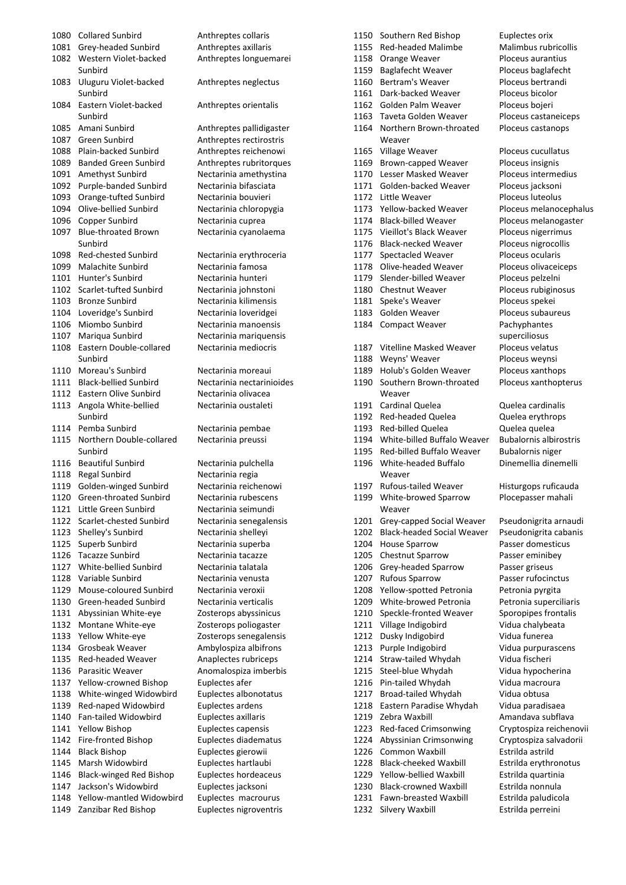| | | |
|---|---|---|
| 1080 | Collared Sunbird | Anthreptes collaris |
| 1081 | Grey-headed Sunbird | Anthreptes axillaris |
| 1082 | Western Violet-backed Sunbird | Anthreptes longuemarei |
| 1083 | Uluguru Violet-backed Sunbird | Anthreptes neglectus |
| 1084 | Eastern Violet-backed Sunbird | Anthreptes orientalis |
| 1085 | Amani Sunbird | Anthreptes pallidigaster |
| 1087 | Green Sunbird | Anthreptes rectirostris |
| 1088 | Plain-backed Sunbird | Anthreptes reichenowi |
| 1089 | Banded Green Sunbird | Anthreptes rubritorques |
| 1091 | Amethyst Sunbird | Nectarinia amethystina |
| 1092 | Purple-banded Sunbird | Nectarinia bifasciata |
| 1093 | Orange-tufted Sunbird | Nectarinia bouvieri |
| 1094 | Olive-bellied Sunbird | Nectarinia chloropygia |
| 1096 | Copper Sunbird | Nectarinia cuprea |
| 1097 | Blue-throated Brown Sunbird | Nectarinia cyanolaema |
| 1098 | Red-chested Sunbird | Nectarinia erythroceria |
| 1099 | Malachite Sunbird | Nectarinia famosa |
| 1101 | Hunter's Sunbird | Nectarinia hunteri |
| 1102 | Scarlet-tufted Sunbird | Nectarinia johnstoni |
| 1103 | Bronze Sunbird | Nectarinia kilimensis |
| 1104 | Loveridge's Sunbird | Nectarinia loveridgei |
| 1106 | Miombo Sunbird | Nectarinia manoensis |
| 1107 | Mariqua Sunbird | Nectarinia mariquensis |
| 1108 | Eastern Double-collared Sunbird | Nectarinia mediocris |
| 1110 | Moreau's Sunbird | Nectarinia moreaui |
| 1111 | Black-bellied Sunbird | Nectarinia nectarinioides |
| 1112 | Eastern Olive Sunbird | Nectarinia olivacea |
| 1113 | Angola White-bellied Sunbird | Nectarinia oustaleti |
| 1114 | Pemba Sunbird | Nectarinia pembae |
| 1115 | Northern Double-collared Sunbird | Nectarinia preussi |
| 1116 | Beautiful Sunbird | Nectarinia pulchella |
| 1118 | Regal Sunbird | Nectarinia regia |
| 1119 | Golden-winged Sunbird | Nectarinia reichenowi |
| 1120 | Green-throated Sunbird | Nectarinia rubescens |
| 1121 | Little Green Sunbird | Nectarinia seimundi |
| 1122 | Scarlet-chested Sunbird | Nectarinia senegalensis |
| 1123 | Shelley's Sunbird | Nectarinia shelleyi |
| 1125 | Superb Sunbird | Nectarinia superba |
| 1126 | Tacazze Sunbird | Nectarinia tacazze |
| 1127 | White-bellied Sunbird | Nectarinia talatala |
| 1128 | Variable Sunbird | Nectarinia venusta |
| 1129 | Mouse-coloured Sunbird | Nectarinia veroxii |
| 1130 | Green-headed Sunbird | Nectarinia verticalis |
| 1131 | Abyssinian White-eye | Zosterops abyssinicus |
| 1132 | Montane White-eye | Zosterops poliogaster |
| 1133 | Yellow White-eye | Zosterops senegalensis |
| 1134 | Grosbeak Weaver | Ambylospiza albifrons |
| 1135 | Red-headed Weaver | Anaplectes rubriceps |
| 1136 | Parasitic Weaver | Anomalospiza imberbis |
| 1137 | Yellow-crowned Bishop | Euplectes afer |
| 1138 | White-winged Widowbird | Euplectes albonotatus |
| 1139 | Red-naped Widowbird | Euplectes ardens |
| 1140 | Fan-tailed Widowbird | Euplectes axillaris |
| 1141 | Yellow Bishop | Euplectes capensis |
| 1142 | Fire-fronted Bishop | Euplectes diadematus |
| 1144 | Black Bishop | Euplectes gierowii |
| 1145 | Marsh Widowbird | Euplectes hartlaubi |
| 1146 | Black-winged Red Bishop | Euplectes hordeaceus |
| 1147 | Jackson's Widowbird | Euplectes jacksoni |
| 1148 | Yellow-mantled Widowbird | Euplectes macrourus |
| 1149 | Zanzibar Red Bishop | Euplectes nigroventris |
| 1150 | Southern Red Bishop | Euplectes orix |
| 1155 | Red-headed Malimbe | Malimbus rubricollis |
| 1158 | Orange Weaver | Ploceus aurantius |
| 1159 | Baglafecht Weaver | Ploceus baglafecht |
| 1160 | Bertram's Weaver | Ploceus bertrandi |
| 1161 | Dark-backed Weaver | Ploceus bicolor |
| 1162 | Golden Palm Weaver | Ploceus bojeri |
| 1163 | Taveta Golden Weaver | Ploceus castaneiceps |
| 1164 | Northern Brown-throated Weaver | Ploceus castanops |
| 1165 | Village Weaver | Ploceus cucullatus |
| 1169 | Brown-capped Weaver | Ploceus insignis |
| 1170 | Lesser Masked Weaver | Ploceus intermedius |
| 1171 | Golden-backed Weaver | Ploceus jacksoni |
| 1172 | Little Weaver | Ploceus luteolus |
| 1173 | Yellow-backed Weaver | Ploceus melanocephalus |
| 1174 | Black-billed Weaver | Ploceus melanogaster |
| 1175 | Vieillot's Black Weaver | Ploceus nigerrimus |
| 1176 | Black-necked Weaver | Ploceus nigrocollis |
| 1177 | Spectacled Weaver | Ploceus ocularis |
| 1178 | Olive-headed Weaver | Ploceus olivaceiceps |
| 1179 | Slender-billed Weaver | Ploceus pelzelni |
| 1180 | Chestnut Weaver | Ploceus rubiginosus |
| 1181 | Speke's Weaver | Ploceus spekei |
| 1183 | Golden Weaver | Ploceus subaureus |
| 1184 | Compact Weaver | Pachyphantes superciliosus |
| 1187 | Vitelline Masked Weaver | Ploceus velatus |
| 1188 | Weyns' Weaver | Ploceus weynsi |
| 1189 | Holub's Golden Weaver | Ploceus xanthops |
| 1190 | Southern Brown-throated Weaver | Ploceus xanthopterus |
| 1191 | Cardinal Quelea | Quelea cardinalis |
| 1192 | Red-headed Quelea | Quelea erythrops |
| 1193 | Red-billed Quelea | Quelea quelea |
| 1194 | White-billed Buffalo Weaver | Bubalornis albirostris |
| 1195 | Red-billed Buffalo Weaver | Bubalornis niger |
| 1196 | White-headed Buffalo Weaver | Dinemellia dinemelli |
| 1197 | Rufous-tailed Weaver | Histurgops ruficauda |
| 1199 | White-browed Sparrow Weaver | Plocepasser mahali |
| 1201 | Grey-capped Social Weaver | Pseudonigrita arnaudi |
| 1202 | Black-headed Social Weaver | Pseudonigrita cabanis |
| 1204 | House Sparrow | Passer domesticus |
| 1205 | Chestnut Sparrow | Passer eminibey |
| 1206 | Grey-headed Sparrow | Passer griseus |
| 1207 | Rufous Sparrow | Passer rufocinctus |
| 1208 | Yellow-spotted Petronia | Petronia pyrgita |
| 1209 | White-browed Petronia | Petronia superciliaris |
| 1210 | Speckle-fronted Weaver | Sporopipes frontalis |
| 1211 | Village Indigobird | Vidua chalybeata |
| 1212 | Dusky Indigobird | Vidua funerea |
| 1213 | Purple Indigobird | Vidua purpurascens |
| 1214 | Straw-tailed Whydah | Vidua fischeri |
| 1215 | Steel-blue Whydah | Vidua hypocherina |
| 1216 | Pin-tailed Whydah | Vidua macroura |
| 1217 | Broad-tailed Whydah | Vidua obtusa |
| 1218 | Eastern Paradise Whydah | Vidua paradisaea |
| 1219 | Zebra Waxbill | Amandava subflava |
| 1223 | Red-faced Crimsonwing | Cryptospiza reichenovii |
| 1224 | Abyssinian Crimsonwing | Cryptospiza salvadorii |
| 1226 | Common Waxbill | Estrilda astrild |
| 1228 | Black-cheeked Waxbill | Estrilda erythronotus |
| 1229 | Yellow-bellied Waxbill | Estrilda quartinia |
| 1230 | Black-crowned Waxbill | Estrilda nonnula |
| 1231 | Fawn-breasted Waxbill | Estrilda paludicola |
| 1232 | Silvery Waxbill | Estrilda perreini |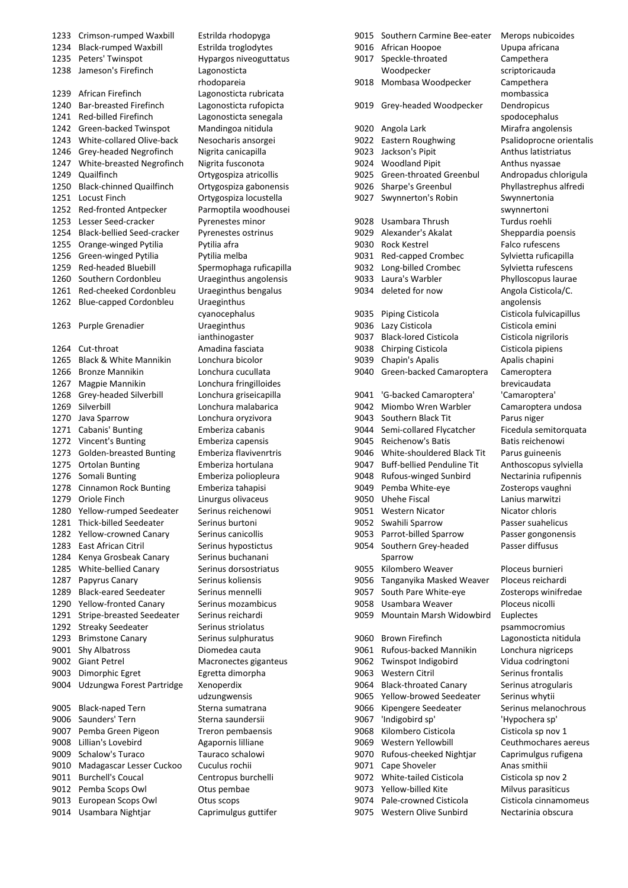| | | |
|---|---|---|
| 1233 | Crimson-rumped Waxbill | Estrilda rhodopyga |
| 1234 | Black-rumped Waxbill | Estrilda troglodytes |
| 1235 | Peters' Twinspot | Hypargos niveoguttatus |
| 1238 | Jameson's Firefinch | Lagonosticta rhodopareia |
| 1239 | African Firefinch | Lagonosticta rubricata |
| 1240 | Bar-breasted Firefinch | Lagonosticta rufopicta |
| 1241 | Red-billed Firefinch | Lagonosticta senegala |
| 1242 | Green-backed Twinspot | Mandingoa nitidula |
| 1243 | White-collared Olive-back | Nesocharis ansorgei |
| 1246 | Grey-headed Negrofinch | Nigrita canicapilla |
| 1247 | White-breasted Negrofinch | Nigrita fusconota |
| 1249 | Quailfinch | Ortygospiza atricollis |
| 1250 | Black-chinned Quailfinch | Ortygospiza gabonensis |
| 1251 | Locust Finch | Ortygospiza locustella |
| 1252 | Red-fronted Antpecker | Parmoptila woodhousei |
| 1253 | Lesser Seed-cracker | Pyrenestes minor |
| 1254 | Black-bellied Seed-cracker | Pyrenestes ostrinus |
| 1255 | Orange-winged Pytilia | Pytilia afra |
| 1256 | Green-winged Pytilia | Pytilia melba |
| 1259 | Red-headed Bluebill | Spermophaga ruficapilla |
| 1260 | Southern Cordonbleu | Uraeginthus angolensis |
| 1261 | Red-cheeked Cordonbleu | Uraeginthus bengalus |
| 1262 | Blue-capped Cordonbleu | Uraeginthus cyanocephalus |
| 1263 | Purple Grenadier | Uraeginthus ianthinogaster |
| 1264 | Cut-throat | Amadina fasciata |
| 1265 | Black & White Mannikin | Lonchura bicolor |
| 1266 | Bronze Mannikin | Lonchura cucullata |
| 1267 | Magpie Mannikin | Lonchura fringilloides |
| 1268 | Grey-headed Silverbill | Lonchura griseicapilla |
| 1269 | Silverbill | Lonchura malabarica |
| 1270 | Java Sparrow | Lonchura oryzivora |
| 1271 | Cabanis' Bunting | Emberiza cabanis |
| 1272 | Vincent's Bunting | Emberiza capensis |
| 1273 | Golden-breasted Bunting | Emberiza flavivenrtris |
| 1275 | Ortolan Bunting | Emberiza hortulana |
| 1276 | Somali Bunting | Emberiza poliopleura |
| 1278 | Cinnamon Rock Bunting | Emberiza tahapisi |
| 1279 | Oriole Finch | Linurgus olivaceus |
| 1280 | Yellow-rumped Seedeater | Serinus reichenowi |
| 1281 | Thick-billed Seedeater | Serinus burtoni |
| 1282 | Yellow-crowned Canary | Serinus canicollis |
| 1283 | East African Citril | Serinus hypostictus |
| 1284 | Kenya Grosbeak Canary | Serinus buchanani |
| 1285 | White-bellied Canary | Serinus dorsostriatus |
| 1287 | Papyrus Canary | Serinus koliensis |
| 1289 | Black-eared Seedeater | Serinus mennelli |
| 1290 | Yellow-fronted Canary | Serinus mozambicus |
| 1291 | Stripe-breasted Seedeater | Serinus reichardi |
| 1292 | Streaky Seedeater | Serinus striolatus |
| 1293 | Brimstone Canary | Serinus sulphuratus |
| 9001 | Shy Albatross | Diomedea cauta |
| 9002 | Giant Petrel | Macronectes giganteus |
| 9003 | Dimorphic Egret | Egretta dimorpha |
| 9004 | Udzungwa Forest Partridge | Xenoperdix udzungwensis |
| 9005 | Black-naped Tern | Sterna sumatrana |
| 9006 | Saunders' Tern | Sterna saundersii |
| 9007 | Pemba Green Pigeon | Treron pembaensis |
| 9008 | Lillian's Lovebird | Agapornis lilliane |
| 9009 | Schalow's Turaco | Tauraco schalowi |
| 9010 | Madagascar Lesser Cuckoo | Cuculus rochii |
| 9011 | Burchell's Coucal | Centropus burchelli |
| 9012 | Pemba Scops Owl | Otus pembae |
| 9013 | European Scops Owl | Otus scops |
| 9014 | Usambara Nightjar | Caprimulgus guttifer |
| 9015 | Southern Carmine Bee-eater | Merops nubicoides |
| 9016 | African Hoopoe | Upupa africana |
| 9017 | Speckle-throated Woodpecker | Campethera scriptoricauda |
| 9018 | Mombasa Woodpecker | Campethera mombassica |
| 9019 | Grey-headed Woodpecker | Dendropicus spodocephalus |
| 9020 | Angola Lark | Mirafra angolensis |
| 9022 | Eastern Roughwing | Psalidoprocne orientalis |
| 9023 | Jackson's Pipit | Anthus latistriatus |
| 9024 | Woodland Pipit | Anthus nyassae |
| 9025 | Green-throated Greenbul | Andropadus chlorigula |
| 9026 | Sharpe's Greenbul | Phyllastrephus alfredi |
| 9027 | Swynnerton's Robin | Swynnertonia swynnertoni |
| 9028 | Usambara Thrush | Turdus roehli |
| 9029 | Alexander's Akalat | Sheppardia poensis |
| 9030 | Rock Kestrel | Falco rufescens |
| 9031 | Red-capped Crombec | Sylvietta ruficapilla |
| 9032 | Long-billed Crombec | Sylvietta rufescens |
| 9033 | Laura's Warbler | Phylloscopus laurae |
| 9034 | deleted for now | Angola Cisticola/C. angolensis |
| 9035 | Piping Cisticola | Cisticola fulvicapillus |
| 9036 | Lazy Cisticola | Cisticola emini |
| 9037 | Black-lored Cisticola | Cisticola nigriloris |
| 9038 | Chirping Cisticola | Cisticola pipiens |
| 9039 | Chapin's Apalis | Apalis chapini |
| 9040 | Green-backed Camaroptera | Cameroptera brevicaudata |
| 9041 | 'G-backed Camaroptera' | 'Camaroptera' |
| 9042 | Miombo Wren Warbler | Camaroptera undosa |
| 9043 | Southern Black Tit | Parus niger |
| 9044 | Semi-collared Flycatcher | Ficedula semitorquata |
| 9045 | Reichenow's Batis | Batis reichenowi |
| 9046 | White-shouldered Black Tit | Parus guineensis |
| 9047 | Buff-bellied Penduline Tit | Anthoscopus sylviella |
| 9048 | Rufous-winged Sunbird | Nectarinia rufipennis |
| 9049 | Pemba White-eye | Zosterops vaughni |
| 9050 | Uhehe Fiscal | Lanius marwitzi |
| 9051 | Western Nicator | Nicator chloris |
| 9052 | Swahili Sparrow | Passer suahelicus |
| 9053 | Parrot-billed Sparrow | Passer gongonensis |
| 9054 | Southern Grey-headed Sparrow | Passer diffusus |
| 9055 | Kilombero Weaver | Ploceus burnieri |
| 9056 | Tanganyika Masked Weaver | Ploceus reichardi |
| 9057 | South Pare White-eye | Zosterops winifredae |
| 9058 | Usambara Weaver | Ploceus nicolli |
| 9059 | Mountain Marsh Widowbird | Euplectes psammocromius |
| 9060 | Brown Firefinch | Lagonosticta nitidula |
| 9061 | Rufous-backed Mannikin | Lonchura nigriceps |
| 9062 | Twinspot Indigobird | Vidua codringtoni |
| 9063 | Western Citril | Serinus frontalis |
| 9064 | Black-throated Canary | Serinus atrogularis |
| 9065 | Yellow-browed Seedeater | Serinus whytii |
| 9066 | Kipengere Seedeater | Serinus melanochrous |
| 9067 | 'Indigobird sp' | 'Hypochera sp' |
| 9068 | Kilombero Cisticola | Cisticola sp nov 1 |
| 9069 | Western Yellowbill | Ceuthmochares aereus |
| 9070 | Rufous-cheeked Nightjar | Caprimulgus rufigena |
| 9071 | Cape Shoveler | Anas smithii |
| 9072 | White-tailed Cisticola | Cisticola sp nov 2 |
| 9073 | Yellow-billed Kite | Milvus parasiticus |
| 9074 | Pale-crowned Cisticola | Cisticola cinnamomeus |
| 9075 | Western Olive Sunbird | Nectarinia obscura |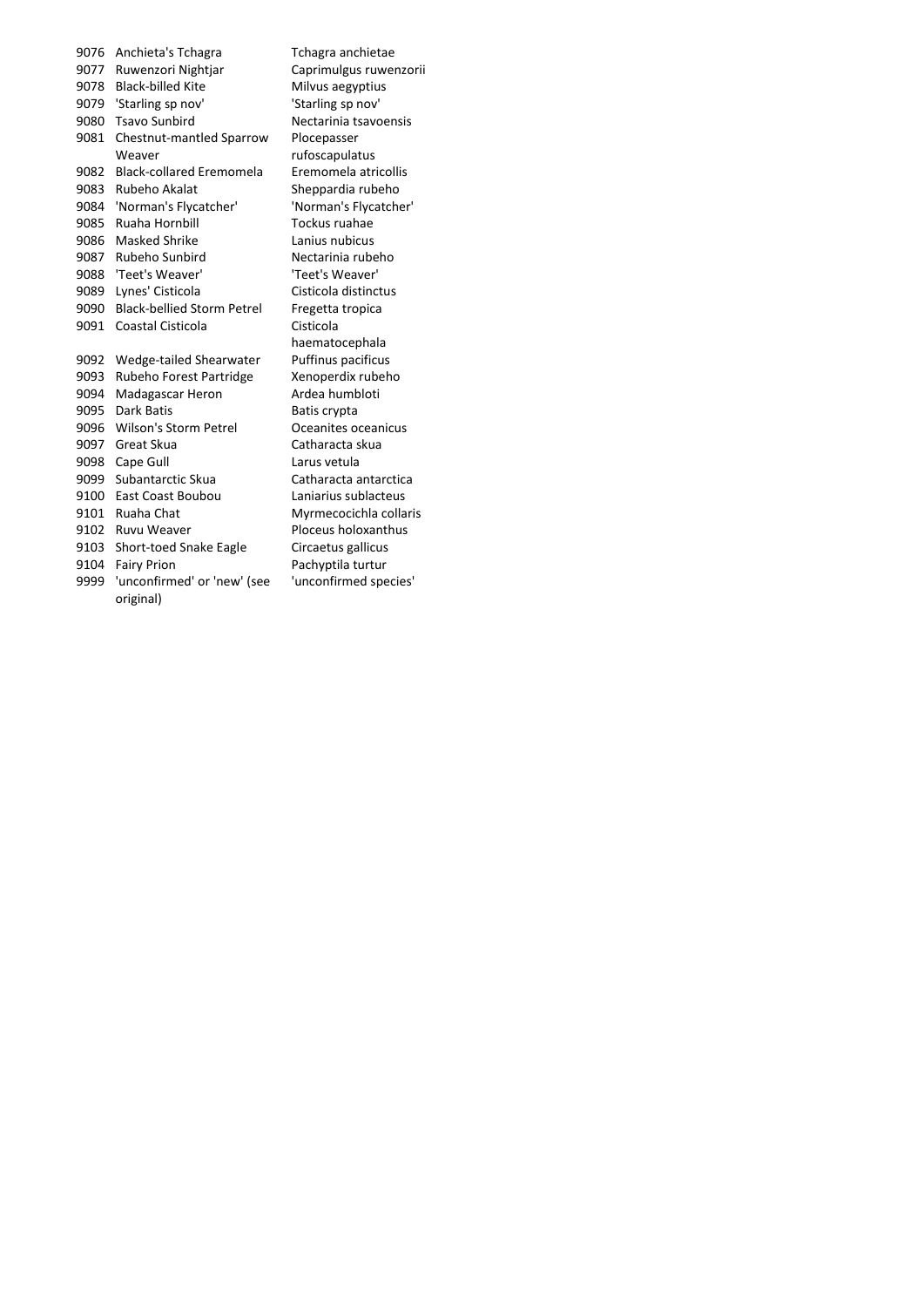| | | |
|---|---|---|
| 9076 | Anchieta's Tchagra | Tchagra anchietae |
| 9077 | Ruwenzori Nightjar | Caprimulgus ruwenzorii |
| 9078 | Black-billed Kite | Milvus aegyptius |
| 9079 | 'Starling sp nov' | 'Starling sp nov' |
| 9080 | Tsavo Sunbird | Nectarinia tsavoensis |
| 9081 | Chestnut-mantled Sparrow Weaver | Plocepasser rufoscapulatus |
| 9082 | Black-collared Eremomela | Eremomela atricollis |
| 9083 | Rubeho Akalat | Sheppardia rubeho |
| 9084 | 'Norman's Flycatcher' | 'Norman's Flycatcher' |
| 9085 | Ruaha Hornbill | Tockus ruahae |
| 9086 | Masked Shrike | Lanius nubicus |
| 9087 | Rubeho Sunbird | Nectarinia rubeho |
| 9088 | 'Teet's Weaver' | 'Teet's Weaver' |
| 9089 | Lynes' Cisticola | Cisticola distinctus |
| 9090 | Black-bellied Storm Petrel | Fregetta tropica |
| 9091 | Coastal Cisticola | Cisticola haematocephala |
| 9092 | Wedge-tailed Shearwater | Puffinus pacificus |
| 9093 | Rubeho Forest Partridge | Xenoperdix rubeho |
| 9094 | Madagascar Heron | Ardea humbloti |
| 9095 | Dark Batis | Batis crypta |
| 9096 | Wilson's Storm Petrel | Oceanites oceanicus |
| 9097 | Great Skua | Catharacta skua |
| 9098 | Cape Gull | Larus vetula |
| 9099 | Subantarctic Skua | Catharacta antarctica |
| 9100 | East Coast Boubou | Laniarius sublacteus |
| 9101 | Ruaha Chat | Myrmecocichla collaris |
| 9102 | Ruvu Weaver | Ploceus holoxanthus |
| 9103 | Short-toed Snake Eagle | Circaetus gallicus |
| 9104 | Fairy Prion | Pachyptila turtur |
| 9999 | 'unconfirmed' or 'new' (see original) | 'unconfirmed species' |